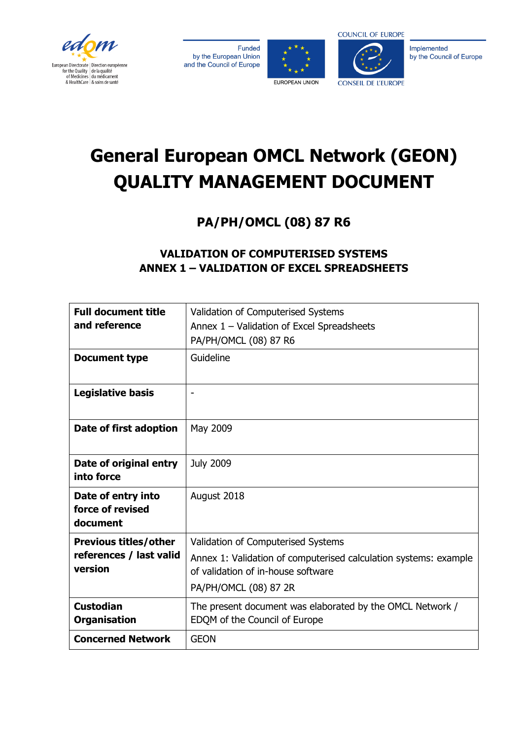# General European OMCL Network (GEON) QUALITY MANAGEMENT DOCUMENT

## PA/PH/OMCL (08) 87 R6

### VALIDATION OF COMPUTERISED SYSTEMS
### ANNEX 1 – VALIDATION OF EXCEL SPREADSHEETS

| | |
|---|---|
| **Full document title and reference** | Validation of Computerised Systems<br>Annex 1 – Validation of Excel Spreadsheets<br>PA/PH/OMCL (08) 87 R6 |
| **Document type** | Guideline |
| **Legislative basis** | - |
| **Date of first adoption** | May 2009 |
| **Date of original entry into force** | July 2009 |
| **Date of entry into force of revised document** | August 2018 |
| **Previous titles/other references / last valid version** | Validation of Computerised Systems<br>Annex 1: Validation of computerised calculation systems: example of validation of in-house software<br>PA/PH/OMCL (08) 87 2R |
| **Custodian Organisation** | The present document was elaborated by the OMCL Network / EDQM of the Council of Europe |
| **Concerned Network** | GEON |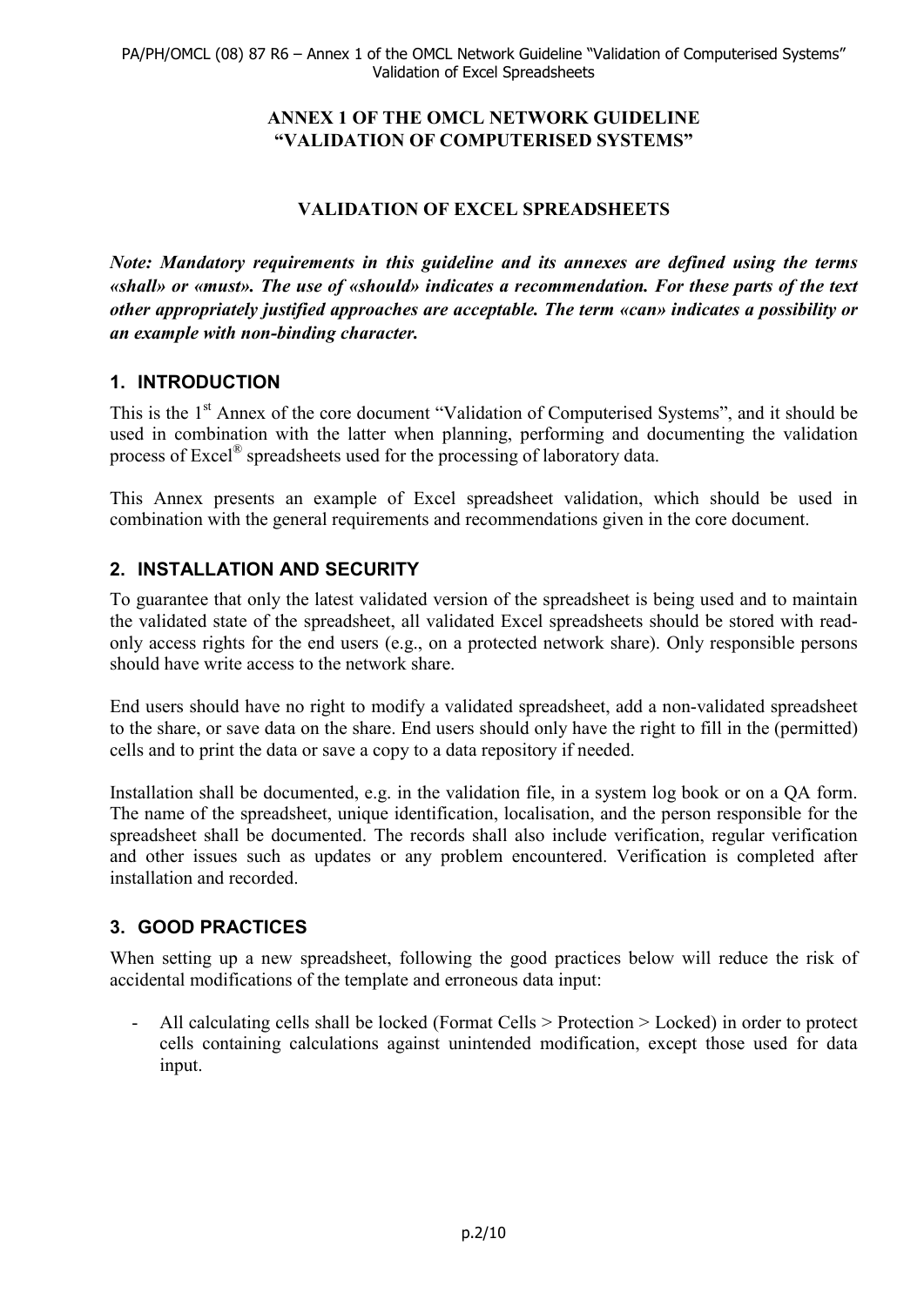**ANNEX 1 OF THE OMCL NETWORK GUIDELINE "VALIDATION OF COMPUTERISED SYSTEMS"**

**VALIDATION OF EXCEL SPREADSHEETS**

***Note: Mandatory requirements in this guideline and its annexes are defined using the terms «shall» or «must». The use of «should» indicates a recommendation. For these parts of the text other appropriately justified approaches are acceptable. The term «can» indicates a possibility or an example with non-binding character.***

## 1. INTRODUCTION

This is the 1st Annex of the core document "Validation of Computerised Systems", and it should be used in combination with the latter when planning, performing and documenting the validation process of Excel® spreadsheets used for the processing of laboratory data.

This Annex presents an example of Excel spreadsheet validation, which should be used in combination with the general requirements and recommendations given in the core document.

## 2. INSTALLATION AND SECURITY

To guarantee that only the latest validated version of the spreadsheet is being used and to maintain the validated state of the spreadsheet, all validated Excel spreadsheets should be stored with read-only access rights for the end users (e.g., on a protected network share). Only responsible persons should have write access to the network share.

End users should have no right to modify a validated spreadsheet, add a non-validated spreadsheet to the share, or save data on the share. End users should only have the right to fill in the (permitted) cells and to print the data or save a copy to a data repository if needed.

Installation shall be documented, e.g. in the validation file, in a system log book or on a QA form. The name of the spreadsheet, unique identification, localisation, and the person responsible for the spreadsheet shall be documented. The records shall also include verification, regular verification and other issues such as updates or any problem encountered. Verification is completed after installation and recorded.

## 3. GOOD PRACTICES

When setting up a new spreadsheet, following the good practices below will reduce the risk of accidental modifications of the template and erroneous data input:

- All calculating cells shall be locked (Format Cells > Protection > Locked) in order to protect cells containing calculations against unintended modification, except those used for data input.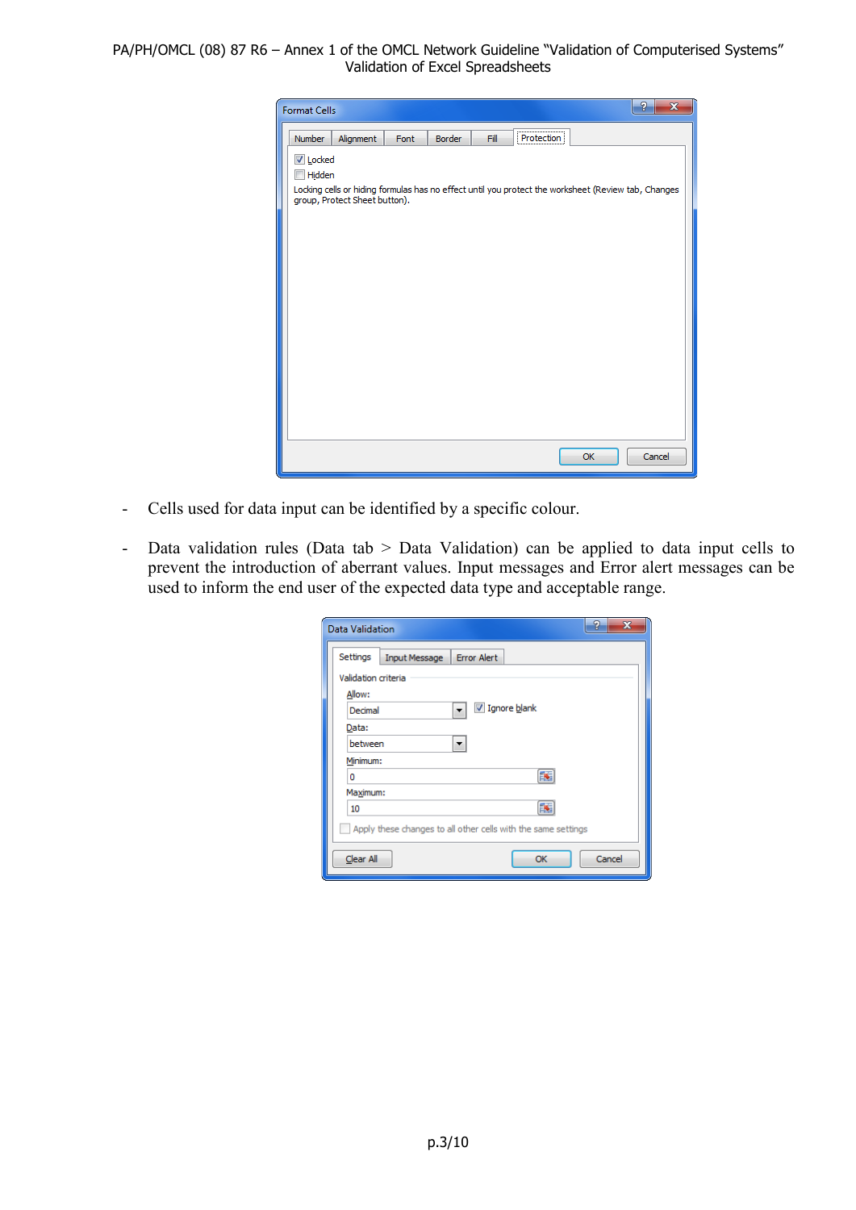- Cells used for data input can be identified by a specific colour.

- Data validation rules (Data tab > Data Validation) can be applied to data input cells to prevent the introduction of aberrant values. Input messages and Error alert messages can be used to inform the end user of the expected data type and acceptable range.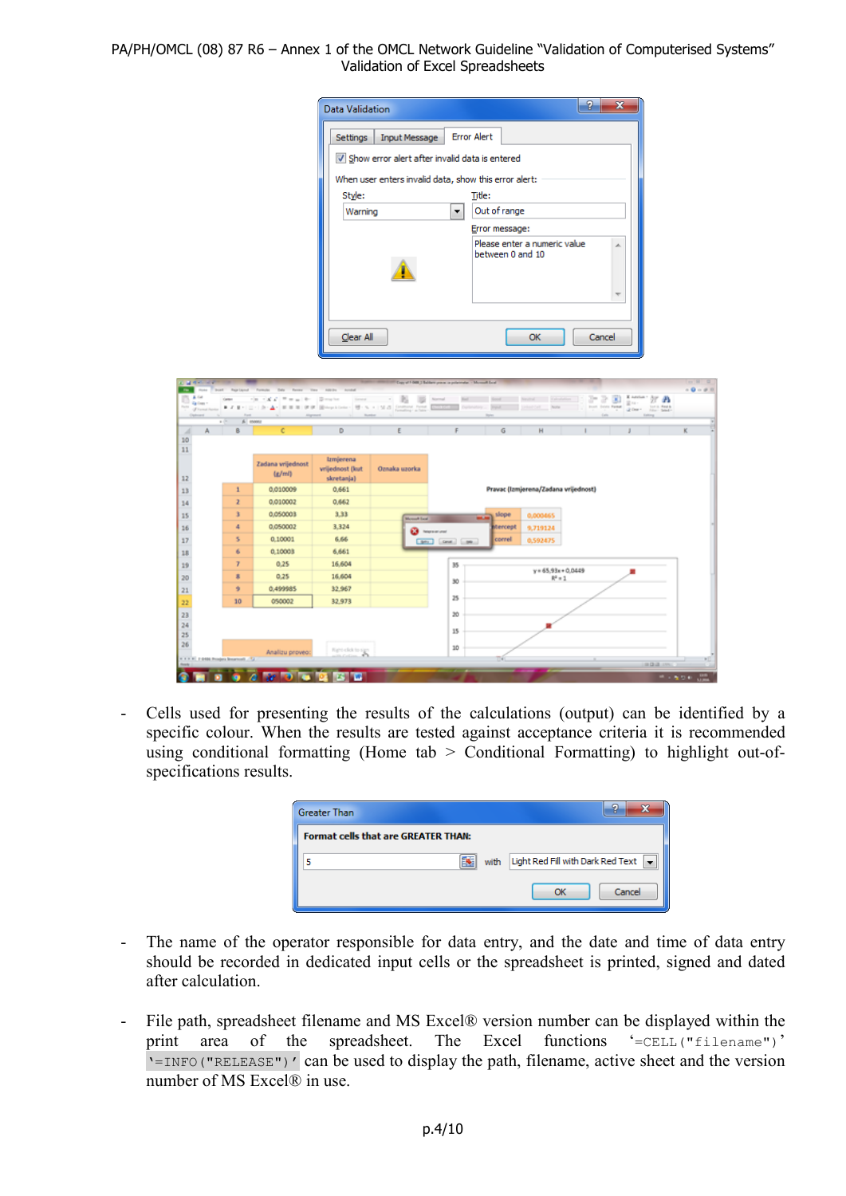- Cells used for presenting the results of the calculations (output) can be identified by a specific colour. When the results are tested against acceptance criteria it is recommended using conditional formatting (Home tab > Conditional Formatting) to highlight out-of-specifications results.

- The name of the operator responsible for data entry, and the date and time of data entry should be recorded in dedicated input cells or the spreadsheet is printed, signed and dated after calculation.

- File path, spreadsheet filename and MS Excel® version number can be displayed within the print area of the spreadsheet. The Excel functions `'=CELL("filename")'` `'=INFO("RELEASE")'` can be used to display the path, filename, active sheet and the version number of MS Excel® in use.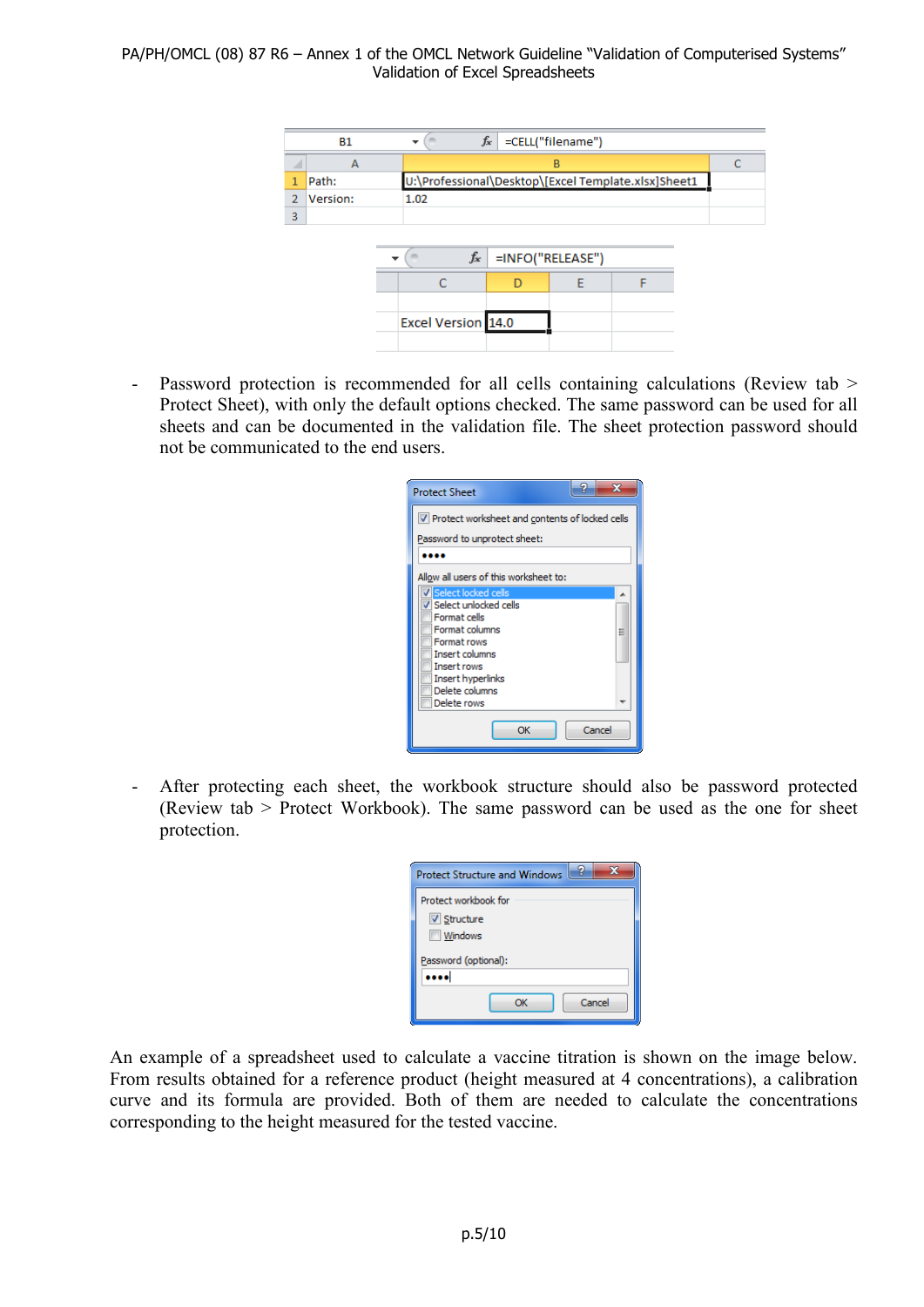- Password protection is recommended for all cells containing calculations (Review tab > Protect Sheet), with only the default options checked. The same password can be used for all sheets and can be documented in the validation file. The sheet protection password should not be communicated to the end users.

- After protecting each sheet, the workbook structure should also be password protected (Review tab > Protect Workbook). The same password can be used as the one for sheet protection.

An example of a spreadsheet used to calculate a vaccine titration is shown on the image below. From results obtained for a reference product (height measured at 4 concentrations), a calibration curve and its formula are provided. Both of them are needed to calculate the concentrations corresponding to the height measured for the tested vaccine.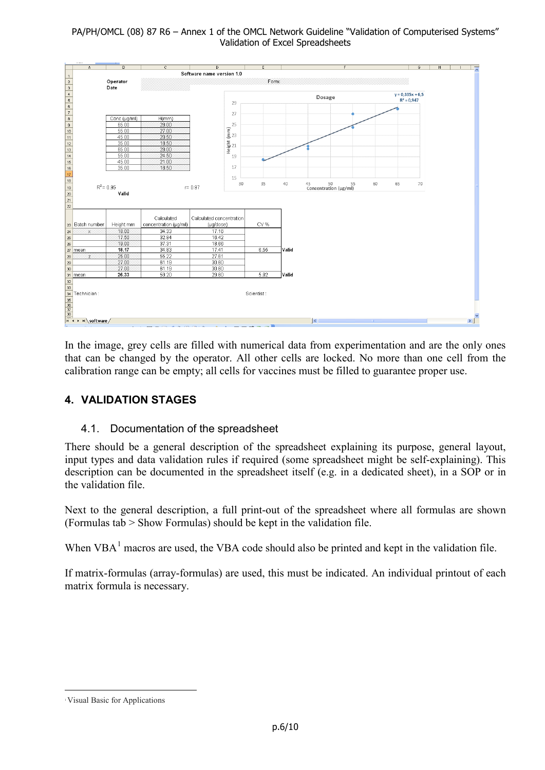| Conc (µg/ml) | H(mm) |
|---|---|
| 65.00 | 28.00 |
| 55.00 | 27.00 |
| 45.00 | 20.50 |
| 35.00 | 18.50 |
| 65.00 | 28.00 |
| 55.00 | 24.50 |
| 45.00 | 21.00 |
| 35.00 | 18.50 |

Software name version 1.0

Operator

Date

Form:

Dosage

$y = 0,335x + 6,5$

$R^2 = 0,947$

$R^2 = 0.95$ Valid $r = 0.97$

| Batch number | Height mm | Calculated concentration (µg/ml) | Calculated concentration (µg/dose) | CV % | |
|---|---|---|---|---|---|
| x | 18.00 | 34.33 | 17.16 | | |
| | 17.50 | 32.84 | 16.42 | | |
| | 19.00 | 37.31 | 18.66 | | |
| mean | 18.17 | 34.83 | 17.41 | 6.56 | Valid |
| z | 25.00 | 55.22 | 27.61 | | |
| | 27.00 | 61.19 | 30.60 | | |
| | 27.00 | 61.19 | 30.60 | | |
| mean | 26.33 | 59.20 | 29.60 | 5.82 | Valid |

Technician: Scientist:

In the image, grey cells are filled with numerical data from experimentation and are the only ones that can be changed by the operator. All other cells are locked. No more than one cell from the calibration range can be empty; all cells for vaccines must be filled to guarantee proper use.

## 4. VALIDATION STAGES

### 4.1. Documentation of the spreadsheet

There should be a general description of the spreadsheet explaining its purpose, general layout, input types and data validation rules if required (some spreadsheet might be self-explaining). This description can be documented in the spreadsheet itself (e.g. in a dedicated sheet), in a SOP or in the validation file.

Next to the general description, a full print-out of the spreadsheet where all formulas are shown (Formulas tab > Show Formulas) should be kept in the validation file.

When VBA[1] macros are used, the VBA code should also be printed and kept in the validation file.

If matrix-formulas (array-formulas) are used, this must be indicated. An individual printout of each matrix formula is necessary.

[1] Visual Basic for Applications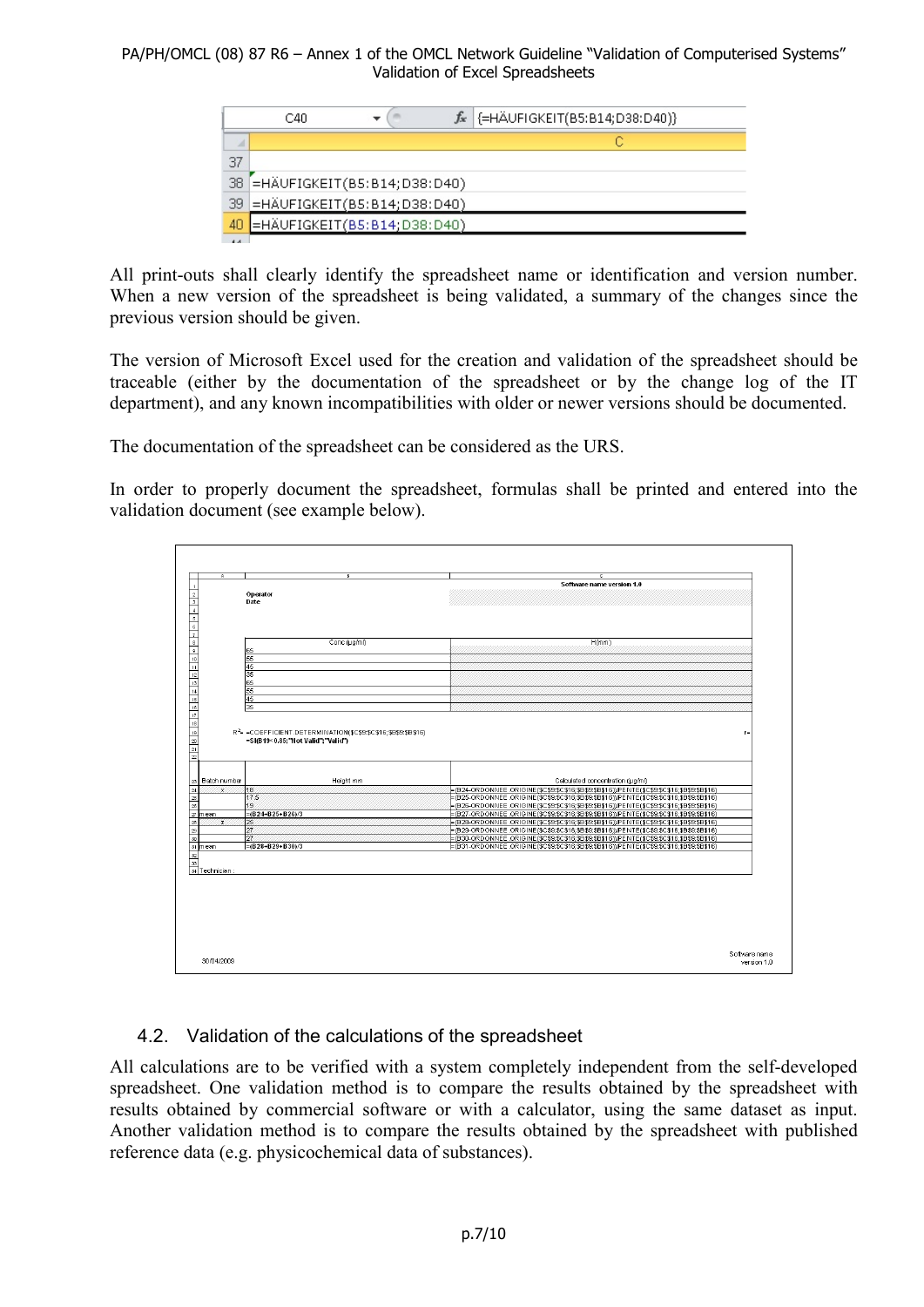| C40 | {=HÄUFIGKEIT(B5:B14;D38:D40)} |
| --- | --- |
| | C |
| 37 | |
| 38 | =HÄUFIGKEIT(B5:B14;D38:D40) |
| 39 | =HÄUFIGKEIT(B5:B14;D38:D40) |
| 40 | =HÄUFIGKEIT(B5:B14;D38:D40) |

All print-outs shall clearly identify the spreadsheet name or identification and version number. When a new version of the spreadsheet is being validated, a summary of the changes since the previous version should be given.

The version of Microsoft Excel used for the creation and validation of the spreadsheet should be traceable (either by the documentation of the spreadsheet or by the change log of the IT department), and any known incompatibilities with older or newer versions should be documented.

The documentation of the spreadsheet can be considered as the URS.

In order to properly document the spreadsheet, formulas shall be printed and entered into the validation document (see example below).

| | A | B | C |
| --- | --- | --- | --- |
| 1 | | | Software name version 1.0 |
| 2 | | Operator | |
| 3 | | Date | |
| 8 | | Conc (µg/ml) | H(mm) |
| 9 | | 65 | |
| 10 | | 55 | |
| 11 | | 45 | |
| 12 | | 35 | |
| 13 | | 65 | |
| 14 | | 55 | |
| 15 | | 45 | |
| 16 | | 35 | |
| 19 | R² = | =COEFFICIENT.DETERMINATION($C$9:$C$16;$B$9:$B$16) | r= |
| 20 | | =SI(B19<0.85;"Not Valid";"Valid") | |
| 23 | Batch number | Height mm | Calculated concentration (µg/ml) |
| 24 | x | 18 | =(B24-ORDONNEE.ORIGINE($C$9:$C$16;$B$9:$B$16))/PENTE($C$9:$C$16;$B$9:$B$16) |
| 25 | | 17.5 | =(B25-ORDONNEE.ORIGINE($C$9:$C$16;$B$9:$B$16))/PENTE($C$9:$C$16;$B$9:$B$16) |
| 26 | | 19 | =(B26-ORDONNEE.ORIGINE($C$9:$C$16;$B$9:$B$16))/PENTE($C$9:$C$16;$B$9:$B$16) |
| 27 | mean | =(B24+B25+B26)/3 | =(B27-ORDONNEE.ORIGINE($C$9:$C$16;$B$9:$B$16))/PENTE($C$9:$C$16;$B$9:$B$16) |
| 28 | z | 25 | =(B28-ORDONNEE.ORIGINE($C$9:$C$16;$B$9:$B$16))/PENTE($C$9:$C$16;$B$9:$B$16) |
| 29 | | 27 | =(B29-ORDONNEE.ORIGINE($C$9:$C$16;$B$9:$B$16))/PENTE($C$9:$C$16;$B$9:$B$16) |
| 30 | | 27 | =(B30-ORDONNEE.ORIGINE($C$9:$C$16;$B$9:$B$16))/PENTE($C$9:$C$16;$B$9:$B$16) |
| 31 | mean | =(B28+B29+B30)/3 | =(B31-ORDONNEE.ORIGINE($C$9:$C$16;$B$9:$B$16))/PENTE($C$9:$C$16;$B$9:$B$16) |
| 34 | Technician : | | |

30/04/2009 — Software name version 1.0

## 4.2. Validation of the calculations of the spreadsheet

All calculations are to be verified with a system completely independent from the self-developed spreadsheet. One validation method is to compare the results obtained by the spreadsheet with results obtained by commercial software or with a calculator, using the same dataset as input. Another validation method is to compare the results obtained by the spreadsheet with published reference data (e.g. physicochemical data of substances).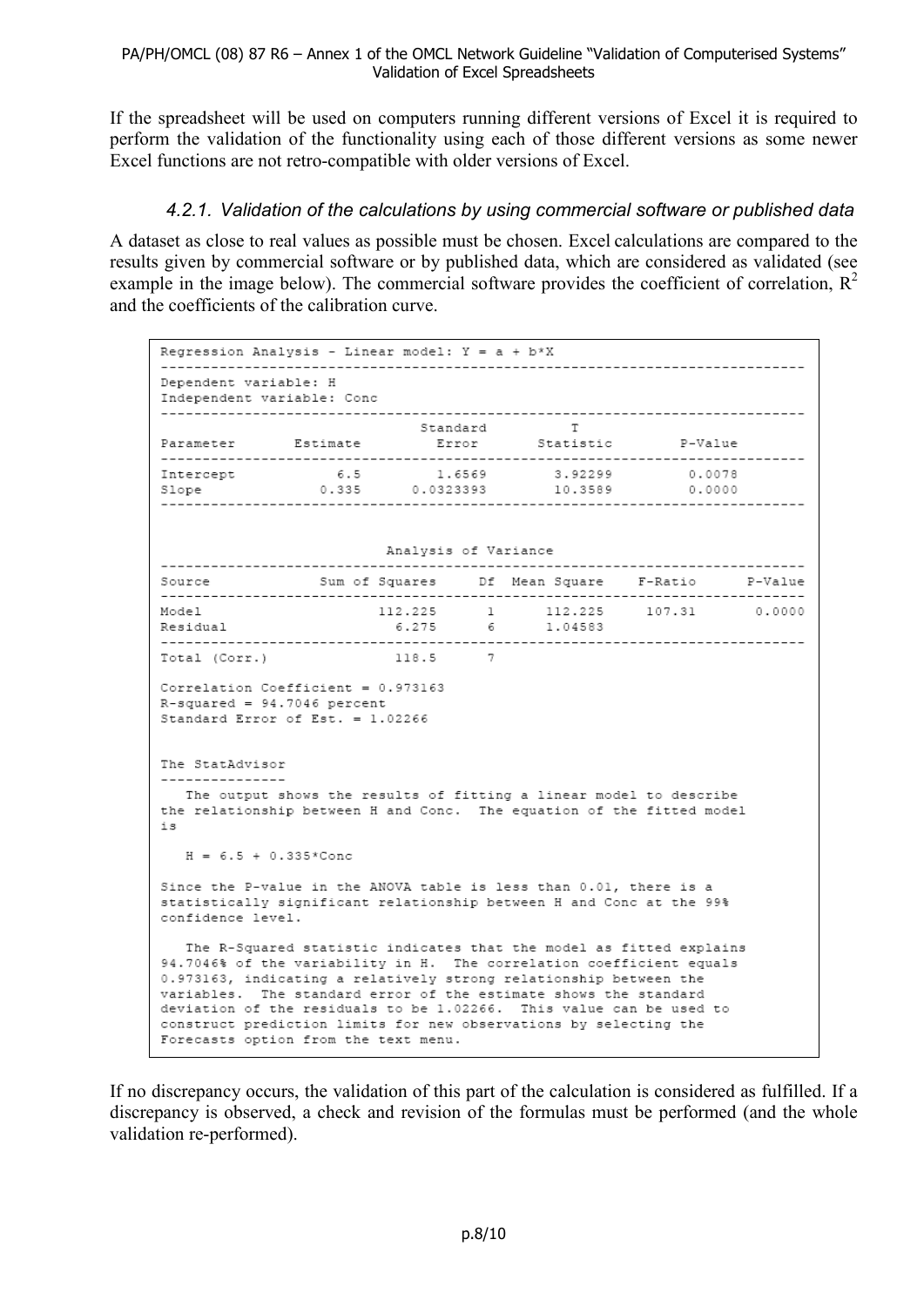If the spreadsheet will be used on computers running different versions of Excel it is required to perform the validation of the functionality using each of those different versions as some newer Excel functions are not retro-compatible with older versions of Excel.

### *4.2.1. Validation of the calculations by using commercial software or published data*

A dataset as close to real values as possible must be chosen. Excel calculations are compared to the results given by commercial software or by published data, which are considered as validated (see example in the image below). The commercial software provides the coefficient of correlation, $R^2$ and the coefficients of the calibration curve.

```
Regression Analysis - Linear model: Y = a + b*X
-----------------------------------------------------------------------------
Dependent variable: H
Independent variable: Conc
-----------------------------------------------------------------------------
                                Standard          T
Parameter       Estimate         Error        Statistic        P-Value
-----------------------------------------------------------------------------
Intercept            6.5         1.6569        3.92299          0.0078
Slope              0.335      0.0323393        10.3589          0.0000
-----------------------------------------------------------------------------


                           Analysis of Variance
-----------------------------------------------------------------------------
Source              Sum of Squares     Df  Mean Square    F-Ratio      P-Value
-----------------------------------------------------------------------------
Model                     112.225      1      112.225     107.31       0.0000
Residual                    6.275      6      1.04583
-----------------------------------------------------------------------------
Total (Corr.)               118.5      7

Correlation Coefficient = 0.973163
R-squared = 94.7046 percent
Standard Error of Est. = 1.02266


The StatAdvisor
---------------
   The output shows the results of fitting a linear model to describe
the relationship between H and Conc.  The equation of the fitted model
is

   H = 6.5 + 0.335*Conc

Since the P-value in the ANOVA table is less than 0.01, there is a
statistically significant relationship between H and Conc at the 99%
confidence level.

   The R-Squared statistic indicates that the model as fitted explains
94.7046% of the variability in H.  The correlation coefficient equals
0.973163, indicating a relatively strong relationship between the
variables.  The standard error of the estimate shows the standard
deviation of the residuals to be 1.02266.  This value can be used to
construct prediction limits for new observations by selecting the
Forecasts option from the text menu.
```

If no discrepancy occurs, the validation of this part of the calculation is considered as fulfilled. If a discrepancy is observed, a check and revision of the formulas must be performed (and the whole validation re-performed).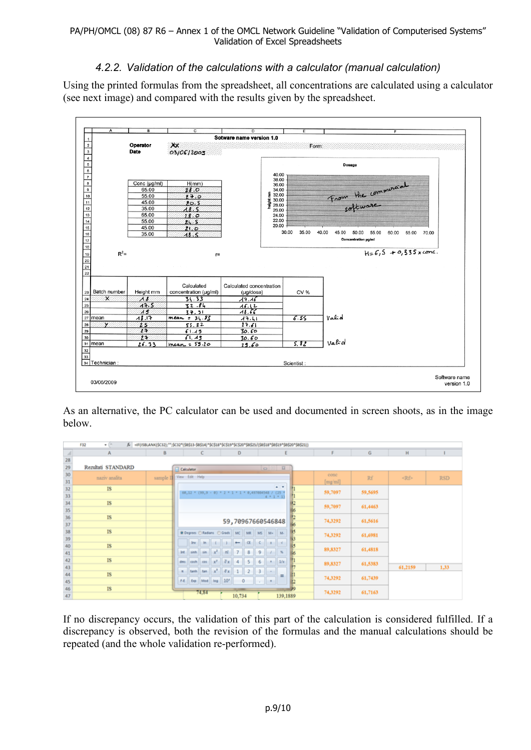### 4.2.2. Validation of the calculations with a calculator (manual calculation)

Using the printed formulas from the spreadsheet, all concentrations are calculated using a calculator (see next image) and compared with the results given by the spreadsheet.

As an alternative, the PC calculator can be used and documented in screen shoots, as in the image below.

If no discrepancy occurs, the validation of this part of the calculation is considered fulfilled. If a discrepancy is observed, both the revision of the formulas and the manual calculations should be repeated (and the whole validation re-performed).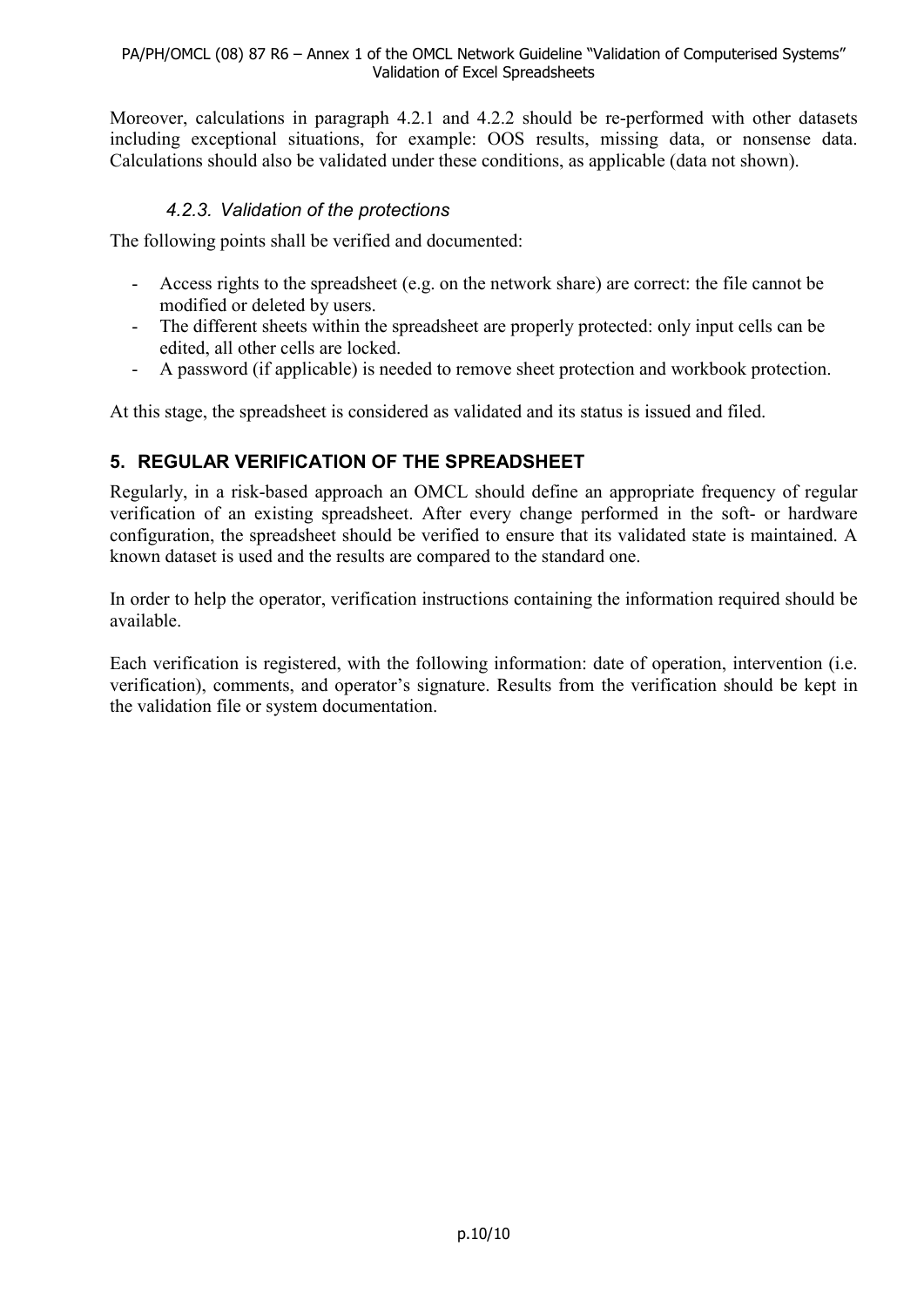Moreover, calculations in paragraph 4.2.1 and 4.2.2 should be re-performed with other datasets including exceptional situations, for example: OOS results, missing data, or nonsense data. Calculations should also be validated under these conditions, as applicable (data not shown).

### *4.2.3. Validation of the protections*

The following points shall be verified and documented:

- Access rights to the spreadsheet (e.g. on the network share) are correct: the file cannot be modified or deleted by users.
- The different sheets within the spreadsheet are properly protected: only input cells can be edited, all other cells are locked.
- A password (if applicable) is needed to remove sheet protection and workbook protection.

At this stage, the spreadsheet is considered as validated and its status is issued and filed.

## 5. REGULAR VERIFICATION OF THE SPREADSHEET

Regularly, in a risk-based approach an OMCL should define an appropriate frequency of regular verification of an existing spreadsheet. After every change performed in the soft- or hardware configuration, the spreadsheet should be verified to ensure that its validated state is maintained. A known dataset is used and the results are compared to the standard one.

In order to help the operator, verification instructions containing the information required should be available.

Each verification is registered, with the following information: date of operation, intervention (i.e. verification), comments, and operator's signature. Results from the verification should be kept in the validation file or system documentation.